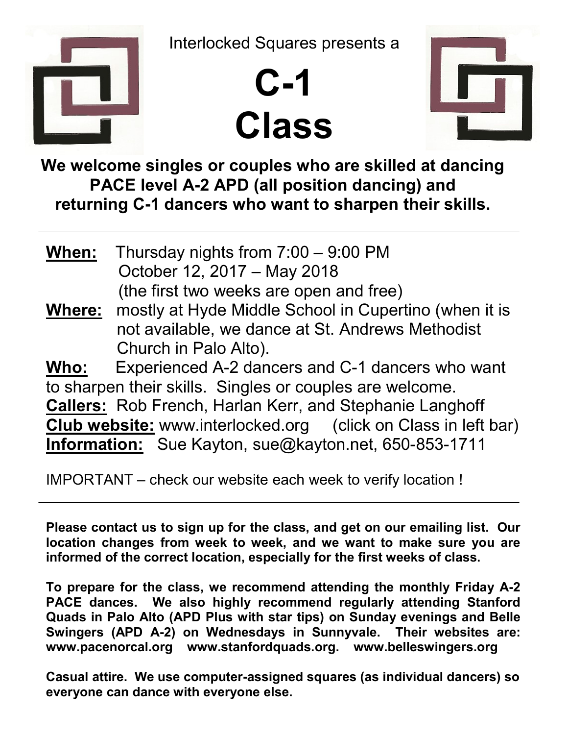Interlocked Squares presents a

# C-1 Class

**We welcome singles or couples who are skilled at dancing PACE level A-2 APD (all position dancing) and returning C-1 dancers who want to sharpen their skills.**

---

**When:** Thursday nights from 7:00 – 9:00 PM
October 12, 2017 – May 2018
(the first two weeks are open and free)

**Where:** mostly at Hyde Middle School in Cupertino (when it is not available, we dance at St. Andrews Methodist Church in Palo Alto).

**Who:** Experienced A-2 dancers and C-1 dancers who want to sharpen their skills. Singles or couples are welcome.

**Callers:** Rob French, Harlan Kerr, and Stephanie Langhoff

**Club website:** www.interlocked.org (click on Class in left bar)

**Information:** Sue Kayton, sue@kayton.net, 650-853-1711

IMPORTANT – check our website each week to verify location !

---

**Please contact us to sign up for the class, and get on our emailing list. Our location changes from week to week, and we want to make sure you are informed of the correct location, especially for the first weeks of class.**

**To prepare for the class, we recommend attending the monthly Friday A-2 PACE dances. We also highly recommend regularly attending Stanford Quads in Palo Alto (APD Plus with star tips) on Sunday evenings and Belle Swingers (APD A-2) on Wednesdays in Sunnyvale. Their websites are: www.pacenorcal.org www.stanfordquads.org. www.belleswingers.org**

**Casual attire. We use computer-assigned squares (as individual dancers) so everyone can dance with everyone else.**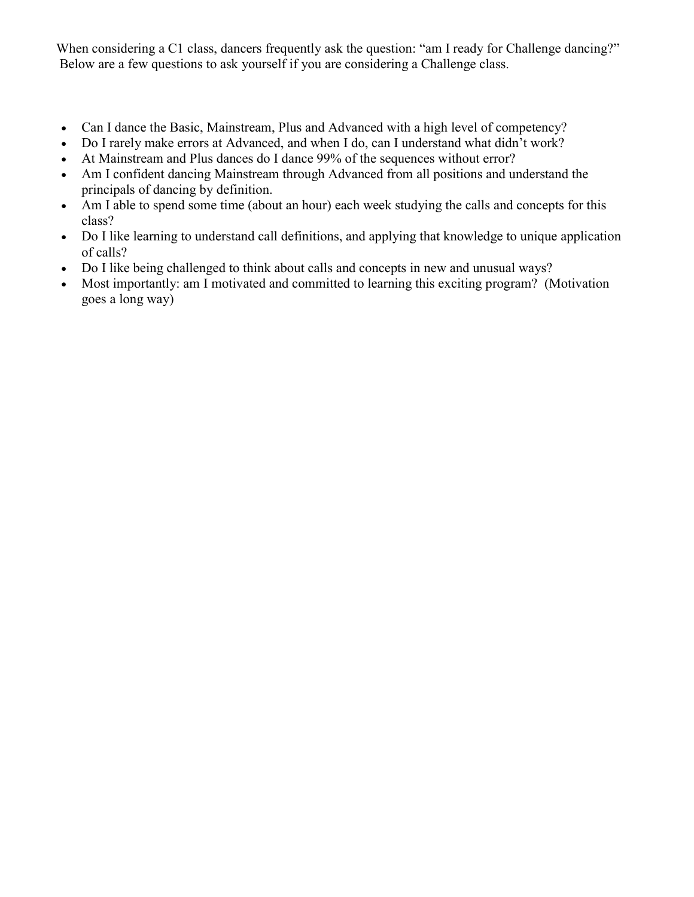When considering a C1 class, dancers frequently ask the question: "am I ready for Challenge dancing?" Below are a few questions to ask yourself if you are considering a Challenge class.

- Can I dance the Basic, Mainstream, Plus and Advanced with a high level of competency?
- Do I rarely make errors at Advanced, and when I do, can I understand what didn't work?
- At Mainstream and Plus dances do I dance 99% of the sequences without error?
- Am I confident dancing Mainstream through Advanced from all positions and understand the principals of dancing by definition.
- Am I able to spend some time (about an hour) each week studying the calls and concepts for this class?
- Do I like learning to understand call definitions, and applying that knowledge to unique application of calls?
- Do I like being challenged to think about calls and concepts in new and unusual ways?
- Most importantly: am I motivated and committed to learning this exciting program? (Motivation goes a long way)